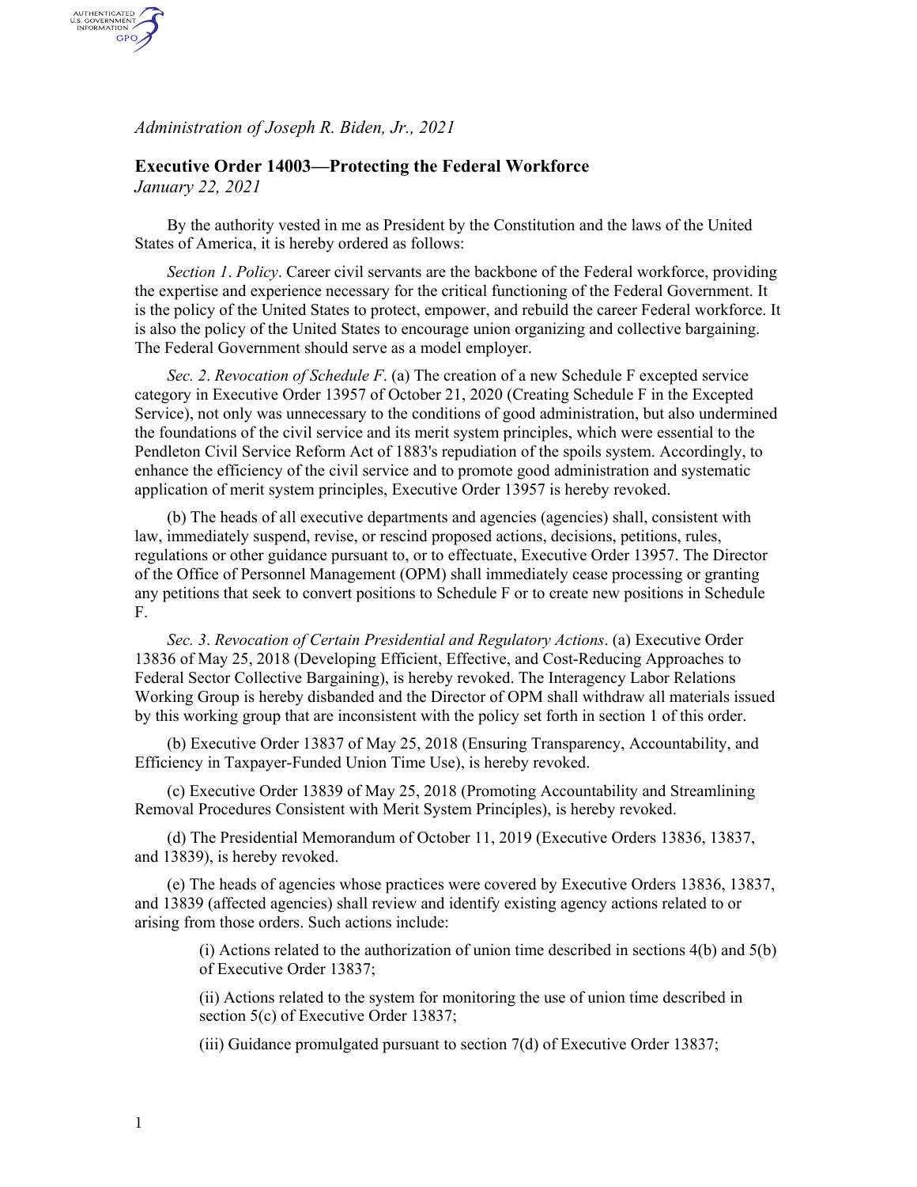*Administration of Joseph R. Biden, Jr., 2021*

## Executive Order 14003—Protecting the Federal Workforce

*January 22, 2021*

By the authority vested in me as President by the Constitution and the laws of the United States of America, it is hereby ordered as follows:

*Section 1*. *Policy*. Career civil servants are the backbone of the Federal workforce, providing the expertise and experience necessary for the critical functioning of the Federal Government. It is the policy of the United States to protect, empower, and rebuild the career Federal workforce. It is also the policy of the United States to encourage union organizing and collective bargaining. The Federal Government should serve as a model employer.

*Sec. 2*. *Revocation of Schedule F*. (a) The creation of a new Schedule F excepted service category in Executive Order 13957 of October 21, 2020 (Creating Schedule F in the Excepted Service), not only was unnecessary to the conditions of good administration, but also undermined the foundations of the civil service and its merit system principles, which were essential to the Pendleton Civil Service Reform Act of 1883's repudiation of the spoils system. Accordingly, to enhance the efficiency of the civil service and to promote good administration and systematic application of merit system principles, Executive Order 13957 is hereby revoked.

(b) The heads of all executive departments and agencies (agencies) shall, consistent with law, immediately suspend, revise, or rescind proposed actions, decisions, petitions, rules, regulations or other guidance pursuant to, or to effectuate, Executive Order 13957. The Director of the Office of Personnel Management (OPM) shall immediately cease processing or granting any petitions that seek to convert positions to Schedule F or to create new positions in Schedule F.

*Sec. 3*. *Revocation of Certain Presidential and Regulatory Actions*. (a) Executive Order 13836 of May 25, 2018 (Developing Efficient, Effective, and Cost-Reducing Approaches to Federal Sector Collective Bargaining), is hereby revoked. The Interagency Labor Relations Working Group is hereby disbanded and the Director of OPM shall withdraw all materials issued by this working group that are inconsistent with the policy set forth in section 1 of this order.

(b) Executive Order 13837 of May 25, 2018 (Ensuring Transparency, Accountability, and Efficiency in Taxpayer-Funded Union Time Use), is hereby revoked.

(c) Executive Order 13839 of May 25, 2018 (Promoting Accountability and Streamlining Removal Procedures Consistent with Merit System Principles), is hereby revoked.

(d) The Presidential Memorandum of October 11, 2019 (Executive Orders 13836, 13837, and 13839), is hereby revoked.

(e) The heads of agencies whose practices were covered by Executive Orders 13836, 13837, and 13839 (affected agencies) shall review and identify existing agency actions related to or arising from those orders. Such actions include:

> (i) Actions related to the authorization of union time described in sections 4(b) and 5(b) of Executive Order 13837;
>
> (ii) Actions related to the system for monitoring the use of union time described in section 5(c) of Executive Order 13837;
>
> (iii) Guidance promulgated pursuant to section 7(d) of Executive Order 13837;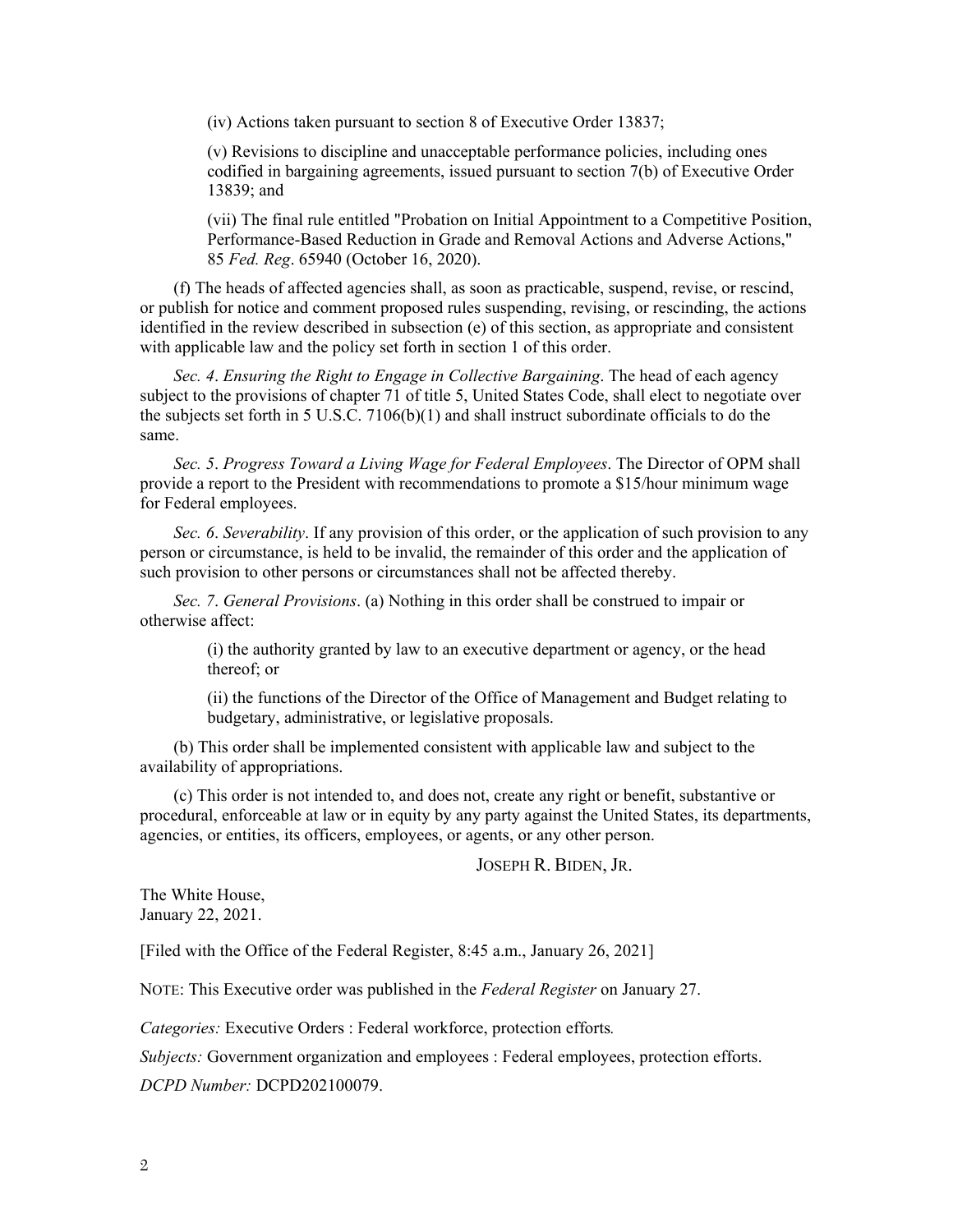(iv) Actions taken pursuant to section 8 of Executive Order 13837;

(v) Revisions to discipline and unacceptable performance policies, including ones codified in bargaining agreements, issued pursuant to section 7(b) of Executive Order 13839; and

(vii) The final rule entitled "Probation on Initial Appointment to a Competitive Position, Performance-Based Reduction in Grade and Removal Actions and Adverse Actions," 85 *Fed. Reg*. 65940 (October 16, 2020).

(f) The heads of affected agencies shall, as soon as practicable, suspend, revise, or rescind, or publish for notice and comment proposed rules suspending, revising, or rescinding, the actions identified in the review described in subsection (e) of this section, as appropriate and consistent with applicable law and the policy set forth in section 1 of this order.

*Sec. 4*. *Ensuring the Right to Engage in Collective Bargaining*. The head of each agency subject to the provisions of chapter 71 of title 5, United States Code, shall elect to negotiate over the subjects set forth in 5 U.S.C. 7106(b)(1) and shall instruct subordinate officials to do the same.

*Sec. 5*. *Progress Toward a Living Wage for Federal Employees*. The Director of OPM shall provide a report to the President with recommendations to promote a $15/hour minimum wage for Federal employees.

*Sec. 6*. *Severability*. If any provision of this order, or the application of such provision to any person or circumstance, is held to be invalid, the remainder of this order and the application of such provision to other persons or circumstances shall not be affected thereby.

*Sec. 7*. *General Provisions*. (a) Nothing in this order shall be construed to impair or otherwise affect:

(i) the authority granted by law to an executive department or agency, or the head thereof; or

(ii) the functions of the Director of the Office of Management and Budget relating to budgetary, administrative, or legislative proposals.

(b) This order shall be implemented consistent with applicable law and subject to the availability of appropriations.

(c) This order is not intended to, and does not, create any right or benefit, substantive or procedural, enforceable at law or in equity by any party against the United States, its departments, agencies, or entities, its officers, employees, or agents, or any other person.

JOSEPH R. BIDEN, JR.

The White House,
January 22, 2021.

[Filed with the Office of the Federal Register, 8:45 a.m., January 26, 2021]

NOTE: This Executive order was published in the *Federal Register* on January 27.

*Categories:* Executive Orders : Federal workforce, protection efforts.

*Subjects:* Government organization and employees : Federal employees, protection efforts.

*DCPD Number:* DCPD202100079.